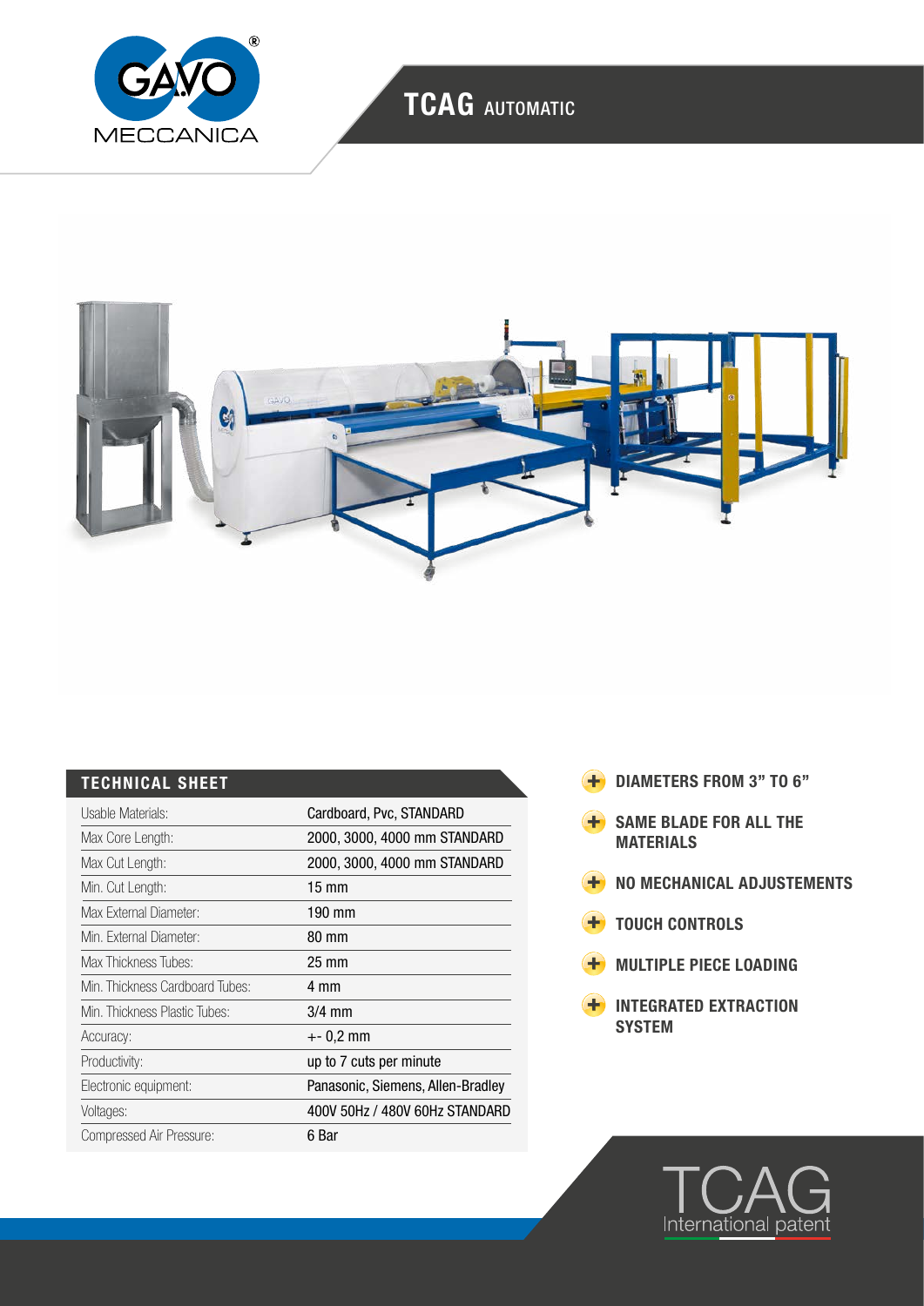# TCAG AUTOMATIC

## TECHNICAL SHEET

| | |
|---|---|
| Usable Materials: | Cardboard, Pvc, STANDARD |
| Max Core Length: | 2000, 3000, 4000 mm STANDARD |
| Max Cut Length: | 2000, 3000, 4000 mm STANDARD |
| Min. Cut Length: | 15 mm |
| Max External Diameter: | 190 mm |
| Min. External Diameter: | 80 mm |
| Max Thickness Tubes: | 25 mm |
| Min. Thickness Cardboard Tubes: | 4 mm |
| Min. Thickness Plastic Tubes: | 3/4 mm |
| Accuracy: | +- 0,2 mm |
| Productivity: | up to 7 cuts per minute |
| Electronic equipment: | Panasonic, Siemens, Allen-Bradley |
| Voltages: | 400V 50Hz / 480V 60Hz STANDARD |
| Compressed Air Pressure: | 6 Bar |

- **DIAMETERS FROM 3" TO 6"**
- **SAME BLADE FOR ALL THE MATERIALS**
- **NO MECHANICAL ADJUSTEMENTS**
- **TOUCH CONTROLS**
- **MULTIPLE PIECE LOADING**
- **INTEGRATED EXTRACTION SYSTEM**

TCAG International patent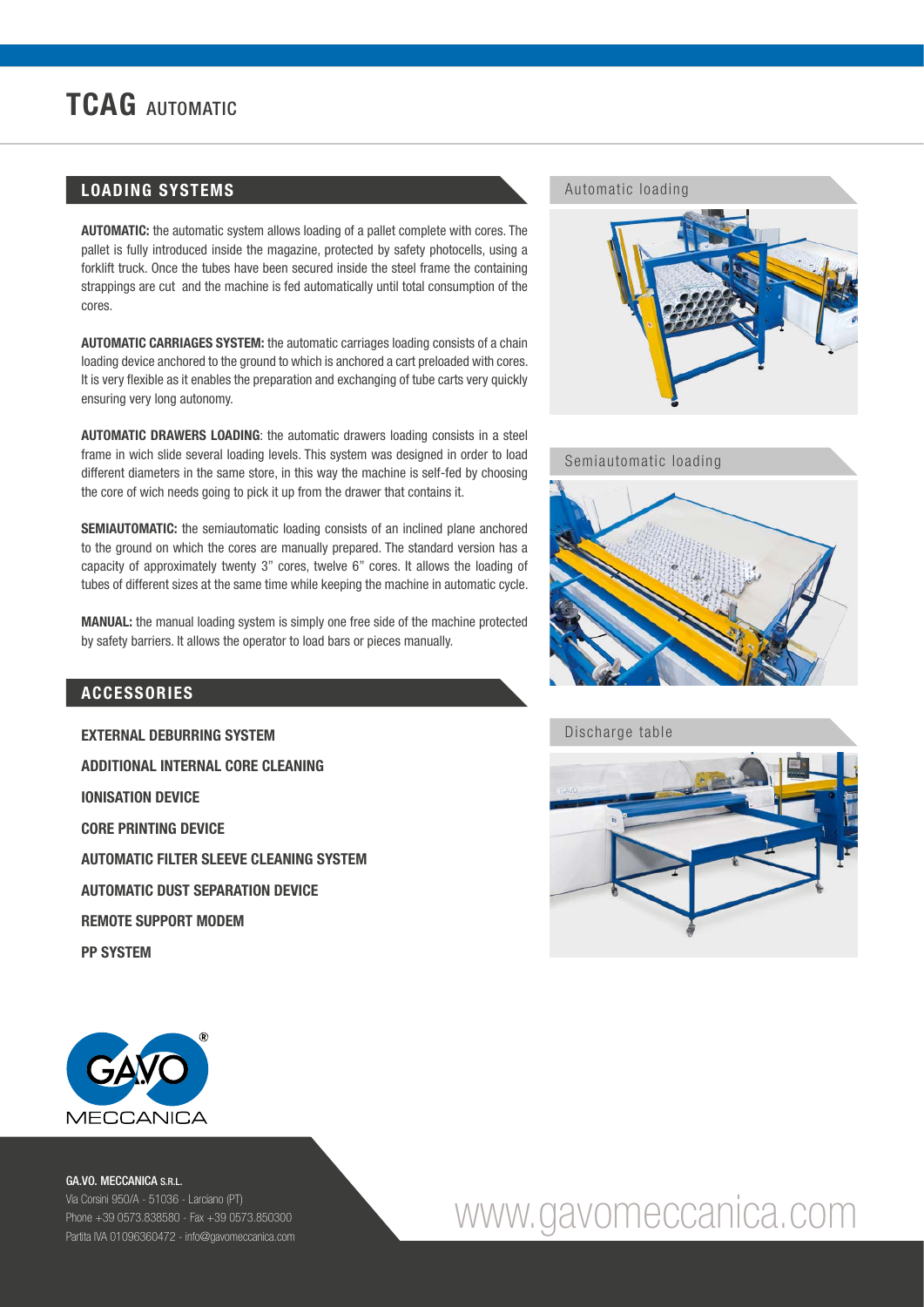# TCAG AUTOMATIC

## LOADING SYSTEMS

**AUTOMATIC:** the automatic system allows loading of a pallet complete with cores. The pallet is fully introduced inside the magazine, protected by safety photocells, using a forklift truck. Once the tubes have been secured inside the steel frame the containing strappings are cut and the machine is fed automatically until total consumption of the cores.

**AUTOMATIC CARRIAGES SYSTEM:** the automatic carriages loading consists of a chain loading device anchored to the ground to which is anchored a cart preloaded with cores. It is very flexible as it enables the preparation and exchanging of tube carts very quickly ensuring very long autonomy.

**AUTOMATIC DRAWERS LOADING**: the automatic drawers loading consists in a steel frame in wich slide several loading levels. This system was designed in order to load different diameters in the same store, in this way the machine is self-fed by choosing the core of wich needs going to pick it up from the drawer that contains it.

**SEMIAUTOMATIC:** the semiautomatic loading consists of an inclined plane anchored to the ground on which the cores are manually prepared. The standard version has a capacity of approximately twenty 3" cores, twelve 6" cores. It allows the loading of tubes of different sizes at the same time while keeping the machine in automatic cycle.

**MANUAL:** the manual loading system is simply one free side of the machine protected by safety barriers. It allows the operator to load bars or pieces manually.

## ACCESSORIES

**EXTERNAL DEBURRING SYSTEM**

**ADDITIONAL INTERNAL CORE CLEANING**

**IONISATION DEVICE**

**CORE PRINTING DEVICE**

**AUTOMATIC FILTER SLEEVE CLEANING SYSTEM**

**AUTOMATIC DUST SEPARATION DEVICE**

**REMOTE SUPPORT MODEM**

**PP SYSTEM**

Automatic loading

Semiautomatic loading

Discharge table

**GA.VO. MECCANICA S.R.L.**
Via Corsini 950/A - 51036 - Larciano (PT)
Phone +39 0573.838580 - Fax +39 0573.850300
Partita IVA 01096360472 - info@gavomeccanica.com

www.gavomeccanica.com